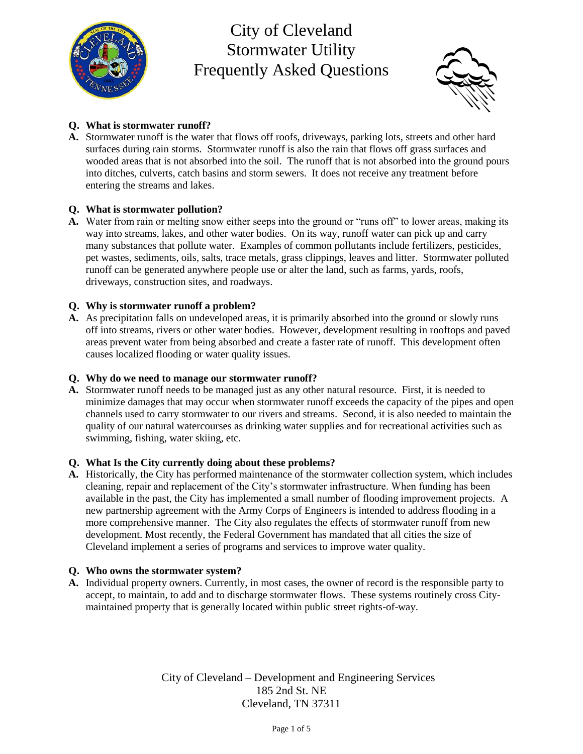# City of Cleveland
# Stormwater Utility
# Frequently Asked Questions

**Q. What is stormwater runoff?**

**A.** Stormwater runoff is the water that flows off roofs, driveways, parking lots, streets and other hard surfaces during rain storms. Stormwater runoff is also the rain that flows off grass surfaces and wooded areas that is not absorbed into the soil. The runoff that is not absorbed into the ground pours into ditches, culverts, catch basins and storm sewers. It does not receive any treatment before entering the streams and lakes.

**Q. What is stormwater pollution?**

**A.** Water from rain or melting snow either seeps into the ground or "runs off" to lower areas, making its way into streams, lakes, and other water bodies. On its way, runoff water can pick up and carry many substances that pollute water. Examples of common pollutants include fertilizers, pesticides, pet wastes, sediments, oils, salts, trace metals, grass clippings, leaves and litter. Stormwater polluted runoff can be generated anywhere people use or alter the land, such as farms, yards, roofs, driveways, construction sites, and roadways.

**Q. Why is stormwater runoff a problem?**

**A.** As precipitation falls on undeveloped areas, it is primarily absorbed into the ground or slowly runs off into streams, rivers or other water bodies. However, development resulting in rooftops and paved areas prevent water from being absorbed and create a faster rate of runoff. This development often causes localized flooding or water quality issues.

**Q. Why do we need to manage our stormwater runoff?**

**A.** Stormwater runoff needs to be managed just as any other natural resource. First, it is needed to minimize damages that may occur when stormwater runoff exceeds the capacity of the pipes and open channels used to carry stormwater to our rivers and streams. Second, it is also needed to maintain the quality of our natural watercourses as drinking water supplies and for recreational activities such as swimming, fishing, water skiing, etc.

**Q. What Is the City currently doing about these problems?**

**A.** Historically, the City has performed maintenance of the stormwater collection system, which includes cleaning, repair and replacement of the City's stormwater infrastructure. When funding has been available in the past, the City has implemented a small number of flooding improvement projects. A new partnership agreement with the Army Corps of Engineers is intended to address flooding in a more comprehensive manner. The City also regulates the effects of stormwater runoff from new development. Most recently, the Federal Government has mandated that all cities the size of Cleveland implement a series of programs and services to improve water quality.

**Q. Who owns the stormwater system?**

**A.** Individual property owners. Currently, in most cases, the owner of record is the responsible party to accept, to maintain, to add and to discharge stormwater flows. These systems routinely cross City-maintained property that is generally located within public street rights-of-way.

City of Cleveland – Development and Engineering Services
185 2nd St. NE
Cleveland, TN 37311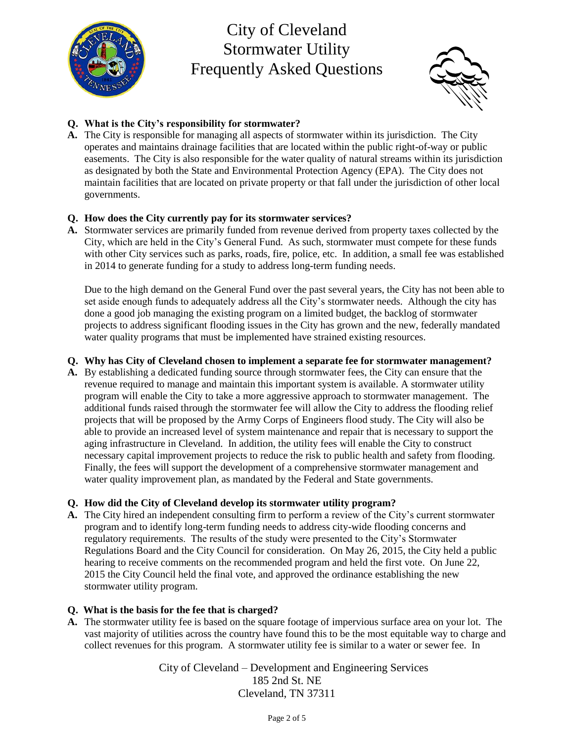# City of Cleveland Stormwater Utility Frequently Asked Questions

**Q. What is the City's responsibility for stormwater?**

**A.** The City is responsible for managing all aspects of stormwater within its jurisdiction. The City operates and maintains drainage facilities that are located within the public right-of-way or public easements. The City is also responsible for the water quality of natural streams within its jurisdiction as designated by both the State and Environmental Protection Agency (EPA). The City does not maintain facilities that are located on private property or that fall under the jurisdiction of other local governments.

**Q. How does the City currently pay for its stormwater services?**

**A.** Stormwater services are primarily funded from revenue derived from property taxes collected by the City, which are held in the City's General Fund. As such, stormwater must compete for these funds with other City services such as parks, roads, fire, police, etc. In addition, a small fee was established in 2014 to generate funding for a study to address long-term funding needs.

Due to the high demand on the General Fund over the past several years, the City has not been able to set aside enough funds to adequately address all the City's stormwater needs. Although the city has done a good job managing the existing program on a limited budget, the backlog of stormwater projects to address significant flooding issues in the City has grown and the new, federally mandated water quality programs that must be implemented have strained existing resources.

**Q. Why has City of Cleveland chosen to implement a separate fee for stormwater management?**

**A.** By establishing a dedicated funding source through stormwater fees, the City can ensure that the revenue required to manage and maintain this important system is available. A stormwater utility program will enable the City to take a more aggressive approach to stormwater management. The additional funds raised through the stormwater fee will allow the City to address the flooding relief projects that will be proposed by the Army Corps of Engineers flood study. The City will also be able to provide an increased level of system maintenance and repair that is necessary to support the aging infrastructure in Cleveland. In addition, the utility fees will enable the City to construct necessary capital improvement projects to reduce the risk to public health and safety from flooding. Finally, the fees will support the development of a comprehensive stormwater management and water quality improvement plan, as mandated by the Federal and State governments.

**Q. How did the City of Cleveland develop its stormwater utility program?**

**A.** The City hired an independent consulting firm to perform a review of the City's current stormwater program and to identify long-term funding needs to address city-wide flooding concerns and regulatory requirements. The results of the study were presented to the City's Stormwater Regulations Board and the City Council for consideration. On May 26, 2015, the City held a public hearing to receive comments on the recommended program and held the first vote. On June 22, 2015 the City Council held the final vote, and approved the ordinance establishing the new stormwater utility program.

**Q. What is the basis for the fee that is charged?**

**A.** The stormwater utility fee is based on the square footage of impervious surface area on your lot. The vast majority of utilities across the country have found this to be the most equitable way to charge and collect revenues for this program. A stormwater utility fee is similar to a water or sewer fee. In

City of Cleveland – Development and Engineering Services
185 2nd St. NE
Cleveland, TN 37311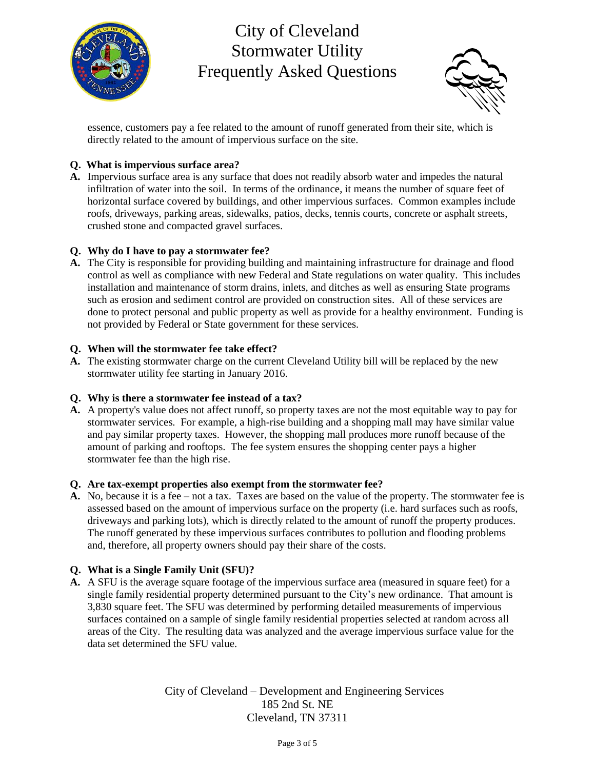essence, customers pay a fee related to the amount of runoff generated from their site, which is directly related to the amount of impervious surface on the site.

**Q. What is impervious surface area?**

**A.** Impervious surface area is any surface that does not readily absorb water and impedes the natural infiltration of water into the soil. In terms of the ordinance, it means the number of square feet of horizontal surface covered by buildings, and other impervious surfaces. Common examples include roofs, driveways, parking areas, sidewalks, patios, decks, tennis courts, concrete or asphalt streets, crushed stone and compacted gravel surfaces.

**Q. Why do I have to pay a stormwater fee?**

**A.** The City is responsible for providing building and maintaining infrastructure for drainage and flood control as well as compliance with new Federal and State regulations on water quality. This includes installation and maintenance of storm drains, inlets, and ditches as well as ensuring State programs such as erosion and sediment control are provided on construction sites. All of these services are done to protect personal and public property as well as provide for a healthy environment. Funding is not provided by Federal or State government for these services.

**Q. When will the stormwater fee take effect?**

**A.** The existing stormwater charge on the current Cleveland Utility bill will be replaced by the new stormwater utility fee starting in January 2016.

**Q. Why is there a stormwater fee instead of a tax?**

**A.** A property's value does not affect runoff, so property taxes are not the most equitable way to pay for stormwater services. For example, a high-rise building and a shopping mall may have similar value and pay similar property taxes. However, the shopping mall produces more runoff because of the amount of parking and rooftops. The fee system ensures the shopping center pays a higher stormwater fee than the high rise.

**Q. Are tax-exempt properties also exempt from the stormwater fee?**

**A.** No, because it is a fee – not a tax. Taxes are based on the value of the property. The stormwater fee is assessed based on the amount of impervious surface on the property (i.e. hard surfaces such as roofs, driveways and parking lots), which is directly related to the amount of runoff the property produces. The runoff generated by these impervious surfaces contributes to pollution and flooding problems and, therefore, all property owners should pay their share of the costs.

**Q. What is a Single Family Unit (SFU)?**

**A.** A SFU is the average square footage of the impervious surface area (measured in square feet) for a single family residential property determined pursuant to the City's new ordinance. That amount is 3,830 square feet. The SFU was determined by performing detailed measurements of impervious surfaces contained on a sample of single family residential properties selected at random across all areas of the City. The resulting data was analyzed and the average impervious surface value for the data set determined the SFU value.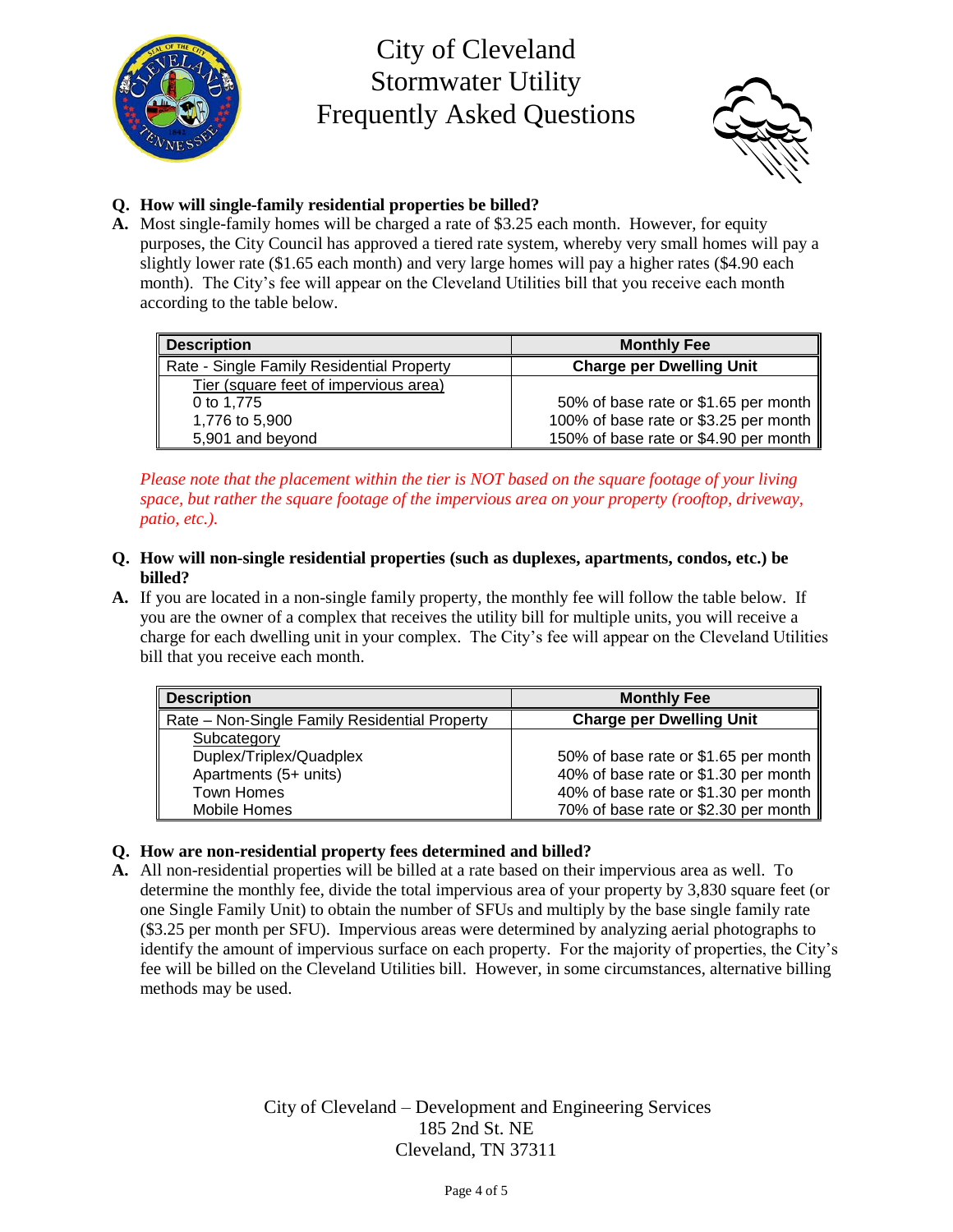# City of Cleveland
## Stormwater Utility
## Frequently Asked Questions

**Q. How will single-family residential properties be billed?**

**A.** Most single-family homes will be charged a rate of $3.25 each month. However, for equity purposes, the City Council has approved a tiered rate system, whereby very small homes will pay a slightly lower rate ($1.65 each month) and very large homes will pay a higher rates ($4.90 each month). The City's fee will appear on the Cleveland Utilities bill that you receive each month according to the table below.

| **Description** | **Monthly Fee** |
|---|---|
| Rate - Single Family Residential Property | **Charge per Dwelling Unit** |
| Tier (square feet of impervious area) | |
| 0 to 1,775 | 50% of base rate or $1.65 per month |
| 1,776 to 5,900 | 100% of base rate or $3.25 per month |
| 5,901 and beyond | 150% of base rate or $4.90 per month |

*Please note that the placement within the tier is NOT based on the square footage of your living space, but rather the square footage of the impervious area on your property (rooftop, driveway, patio, etc.).*

**Q. How will non-single residential properties (such as duplexes, apartments, condos, etc.) be billed?**

**A.** If you are located in a non-single family property, the monthly fee will follow the table below. If you are the owner of a complex that receives the utility bill for multiple units, you will receive a charge for each dwelling unit in your complex. The City's fee will appear on the Cleveland Utilities bill that you receive each month.

| **Description** | **Monthly Fee** |
|---|---|
| Rate – Non-Single Family Residential Property | **Charge per Dwelling Unit** |
| Subcategory | |
| Duplex/Triplex/Quadplex | 50% of base rate or $1.65 per month |
| Apartments (5+ units) | 40% of base rate or $1.30 per month |
| Town Homes | 40% of base rate or $1.30 per month |
| Mobile Homes | 70% of base rate or $2.30 per month |

**Q. How are non-residential property fees determined and billed?**

**A.** All non-residential properties will be billed at a rate based on their impervious area as well. To determine the monthly fee, divide the total impervious area of your property by 3,830 square feet (or one Single Family Unit) to obtain the number of SFUs and multiply by the base single family rate ($3.25 per month per SFU). Impervious areas were determined by analyzing aerial photographs to identify the amount of impervious surface on each property. For the majority of properties, the City's fee will be billed on the Cleveland Utilities bill. However, in some circumstances, alternative billing methods may be used.

City of Cleveland – Development and Engineering Services
185 2nd St. NE
Cleveland, TN 37311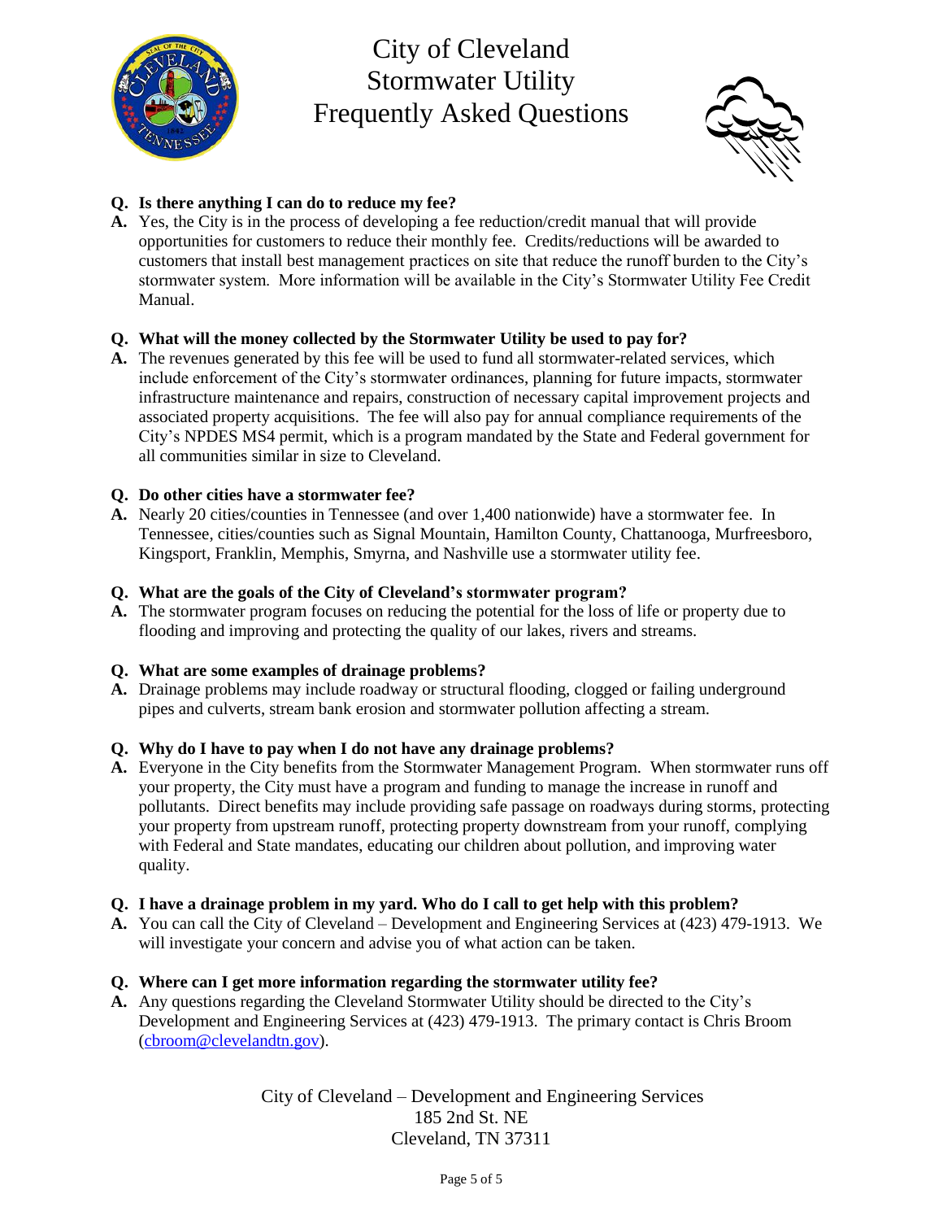# City of Cleveland
# Stormwater Utility
# Frequently Asked Questions

**Q. Is there anything I can do to reduce my fee?**

**A.** Yes, the City is in the process of developing a fee reduction/credit manual that will provide opportunities for customers to reduce their monthly fee. Credits/reductions will be awarded to customers that install best management practices on site that reduce the runoff burden to the City's stormwater system. More information will be available in the City's Stormwater Utility Fee Credit Manual.

**Q. What will the money collected by the Stormwater Utility be used to pay for?**

**A.** The revenues generated by this fee will be used to fund all stormwater-related services, which include enforcement of the City's stormwater ordinances, planning for future impacts, stormwater infrastructure maintenance and repairs, construction of necessary capital improvement projects and associated property acquisitions. The fee will also pay for annual compliance requirements of the City's NPDES MS4 permit, which is a program mandated by the State and Federal government for all communities similar in size to Cleveland.

**Q. Do other cities have a stormwater fee?**

**A.** Nearly 20 cities/counties in Tennessee (and over 1,400 nationwide) have a stormwater fee. In Tennessee, cities/counties such as Signal Mountain, Hamilton County, Chattanooga, Murfreesboro, Kingsport, Franklin, Memphis, Smyrna, and Nashville use a stormwater utility fee.

**Q. What are the goals of the City of Cleveland's stormwater program?**

**A.** The stormwater program focuses on reducing the potential for the loss of life or property due to flooding and improving and protecting the quality of our lakes, rivers and streams.

**Q. What are some examples of drainage problems?**

**A.** Drainage problems may include roadway or structural flooding, clogged or failing underground pipes and culverts, stream bank erosion and stormwater pollution affecting a stream.

**Q. Why do I have to pay when I do not have any drainage problems?**

**A.** Everyone in the City benefits from the Stormwater Management Program. When stormwater runs off your property, the City must have a program and funding to manage the increase in runoff and pollutants. Direct benefits may include providing safe passage on roadways during storms, protecting your property from upstream runoff, protecting property downstream from your runoff, complying with Federal and State mandates, educating our children about pollution, and improving water quality.

**Q. I have a drainage problem in my yard. Who do I call to get help with this problem?**

**A.** You can call the City of Cleveland – Development and Engineering Services at (423) 479-1913. We will investigate your concern and advise you of what action can be taken.

**Q. Where can I get more information regarding the stormwater utility fee?**

**A.** Any questions regarding the Cleveland Stormwater Utility should be directed to the City's Development and Engineering Services at (423) 479-1913. The primary contact is Chris Broom (cbroom@clevelandtn.gov).

City of Cleveland – Development and Engineering Services
185 2nd St. NE
Cleveland, TN 37311